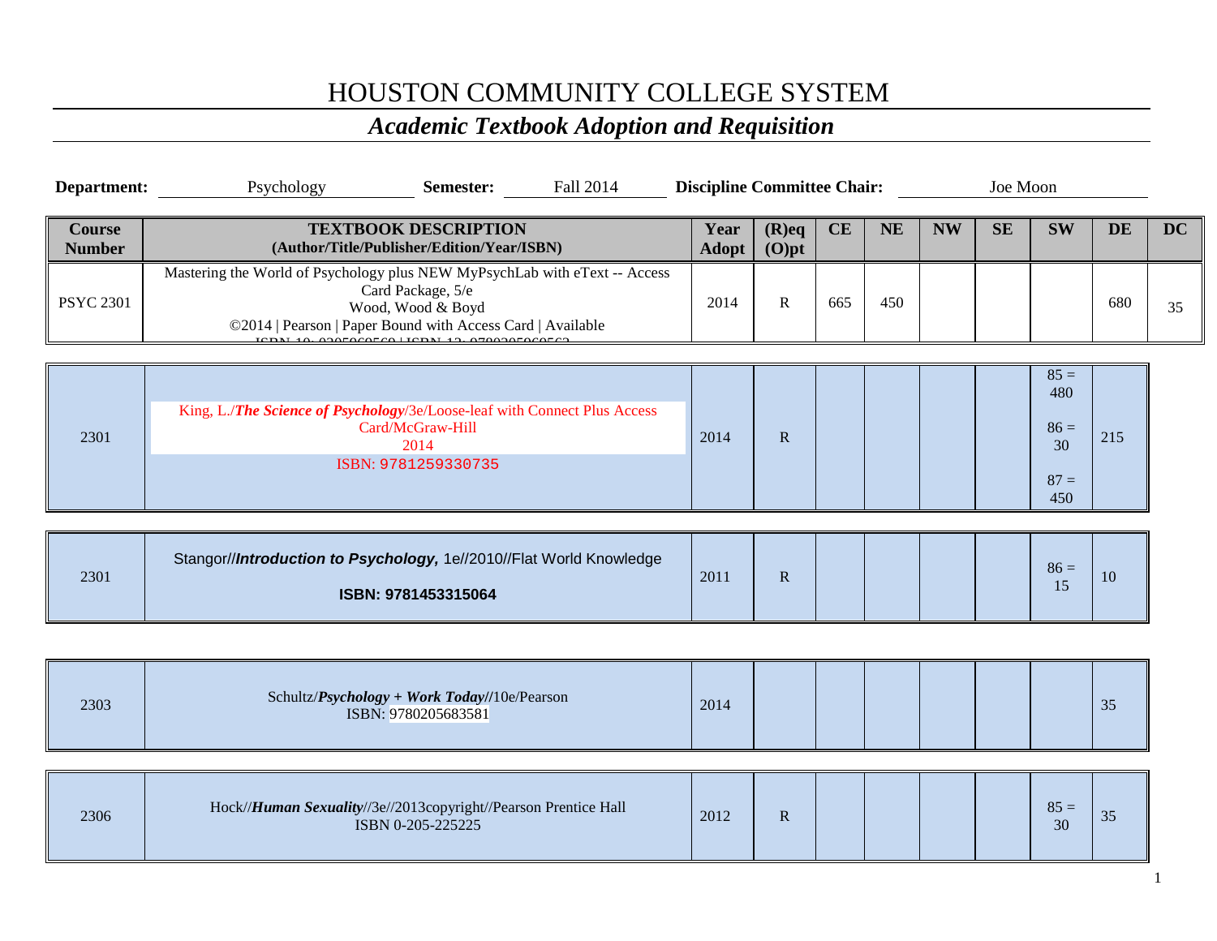# HOUSTON COMMUNITY COLLEGE SYSTEM

## *Academic Textbook Adoption and Requisition*

**Department:** Psychology **Semester:** Fall 2014 **Discipline Committee Chair:** Joe Moon

| Course Number | TEXTBOOK DESCRIPTION (Author/Title/Publisher/Edition/Year/ISBN) | Year Adopt | (R)eq (O)pt | CE | NE | NW | SE | SW | DE | DC |
|---|---|---|---|---|---|---|---|---|---|---|
| PSYC 2301 | Mastering the World of Psychology plus NEW MyPsychLab with eText -- Access Card Package, 5/e Wood, Wood & Boyd ©2014 \| Pearson \| Paper Bound with Access Card \| Available ISBN-10: 0205969569 \| ISBN-13: 9780205969562 | 2014 | R | 665 | 450 | | | | 680 | 35 |
| 2301 | King, L./***The Science of Psychology***/3e/Loose-leaf with Connect Plus Access Card/McGraw-Hill 2014 ISBN: 9781259330735 | 2014 | R | | | | | 85 = 480 86 = 30 87 = 450 | 215 | |
| 2301 | Stangor//***Introduction to Psychology,*** 1e//2010//Flat World Knowledge **ISBN: 9781453315064** | 2011 | R | | | | | 86 = 15 | 10 | |
| 2303 | Schultz/***Psychology + Work Today***//10e/Pearson ISBN: 9780205683581 | 2014 | | | | | | | 35 | |
| 2306 | Hock//***Human Sexuality***//3e//2013copyright//Pearson Prentice Hall ISBN 0-205-225225 | 2012 | R | | | | | 85 = 30 | 35 | |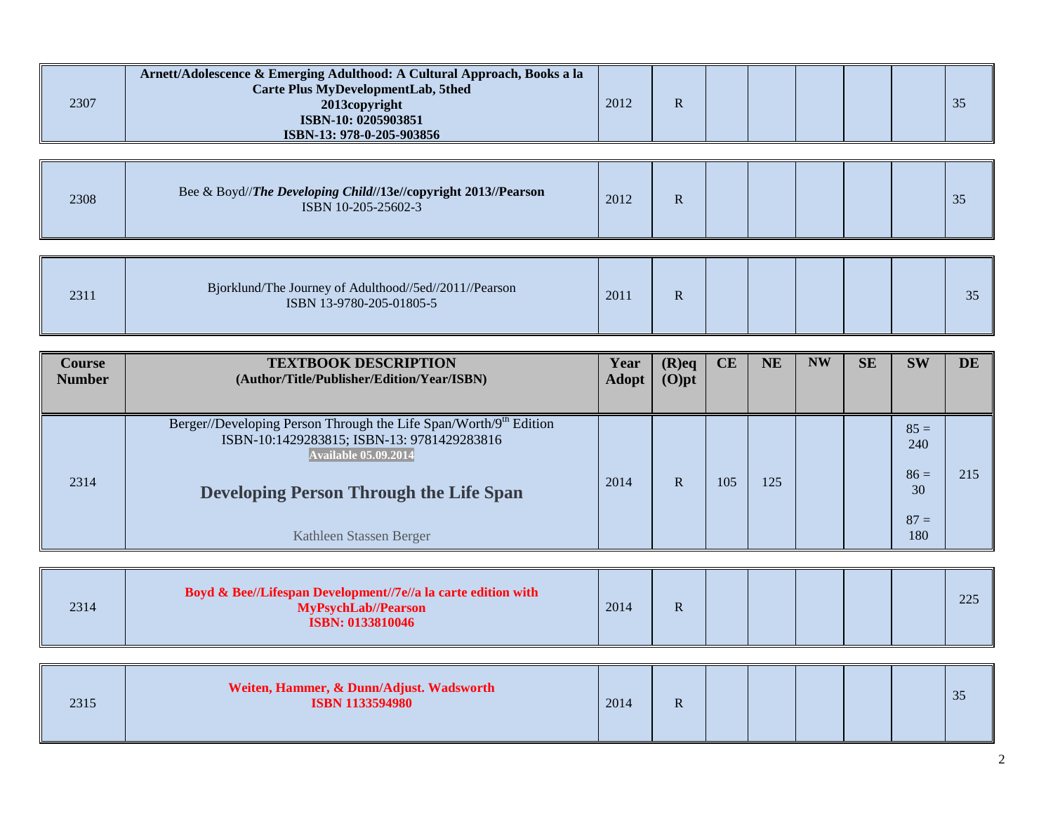| Course Number | TEXTBOOK DESCRIPTION (Author/Title/Publisher/Edition/Year/ISBN) | Year Adopt | (R)eq (O)pt | CE | NE | NW | SE | SW | DE |
|---|---|---|---|---|---|---|---|---|---|
| 2307 | **Arnett/Adolescence & Emerging Adulthood: A Cultural Approach, Books a la Carte Plus MyDevelopmentLab, 5thed 2013copyright ISBN-10: 0205903851 ISBN-13: 978-0-205-903856** | 2012 | R | | | | | | 35 |
| 2308 | Bee & Boyd//***The Developing Child*****//13e//copyright 2013//Pearson** ISBN 10-205-25602-3 | 2012 | R | | | | | | 35 |
| 2311 | Bjorklund/The Journey of Adulthood//5ed//2011//Pearson ISBN 13-9780-205-01805-5 | 2011 | R | | | | | | 35 |
| 2314 | Berger//Developing Person Through the Life Span/Worth/9th Edition ISBN-10:1429283815; ISBN-13: 9781429283816 **Available 05.09.2014** **Developing Person Through the Life Span** Kathleen Stassen Berger | 2014 | R | 105 | 125 | | | 85 = 240 86 = 30 87 = 180 | 215 |
| 2314 | **Boyd & Bee//Lifespan Development//7e//a la carte edition with MyPsychLab//Pearson ISBN: 0133810046** | 2014 | R | | | | | | 225 |
| 2315 | **Weiten, Hammer, & Dunn/Adjust. Wadsworth ISBN 1133594980** | 2014 | R | | | | | | 35 |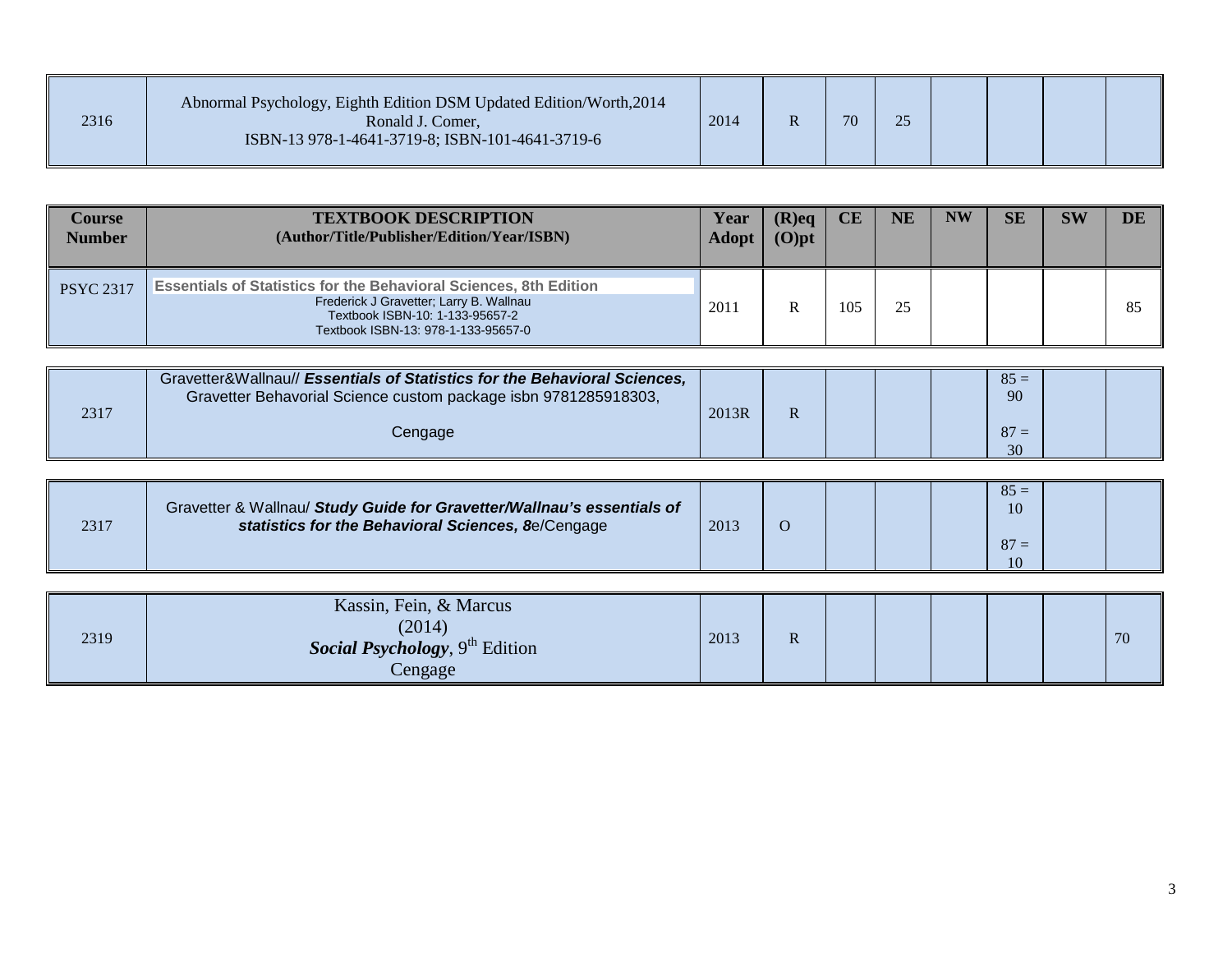| | | | | | | | | | |
|---|---|---|---|---|---|---|---|---|---|
| 2316 | Abnormal Psychology, Eighth Edition DSM Updated Edition/Worth,2014<br>Ronald J. Comer,<br>ISBN-13 978-1-4641-3719-8; ISBN-101-4641-3719-6 | 2014 | R | 70 | 25 | | | | |

| Course Number | TEXTBOOK DESCRIPTION (Author/Title/Publisher/Edition/Year/ISBN) | Year Adopt | (R)eq (O)pt | CE | NE | NW | SE | SW | DE |
|---|---|---|---|---|---|---|---|---|---|
| PSYC 2317 | **Essentials of Statistics for the Behavioral Sciences, 8th Edition**<br>Frederick J Gravetter; Larry B. Wallnau<br>Textbook ISBN-10: 1-133-95657-2<br>Textbook ISBN-13: 978-1-133-95657-0 | 2011 | R | 105 | 25 | | | | 85 |
| 2317 | Gravetter&Wallnau// ***Essentials of Statistics for the Behavioral Sciences,*** Gravetter Behavorial Science custom package isbn 9781285918303,<br>Cengage | 2013R | R | | | | 85 = 90<br>87 = 30 | | |
| 2317 | Gravetter & Wallnau/ ***Study Guide for Gravetter/Wallnau's essentials of statistics for the Behavioral Sciences, 8***e/Cengage | 2013 | O | | | | 85 = 10<br>87 = 10 | | |
| 2319 | Kassin, Fein, & Marcus<br>(2014)<br>***Social Psychology***, 9th Edition<br>Cengage | 2013 | R | | | | | | 70 |